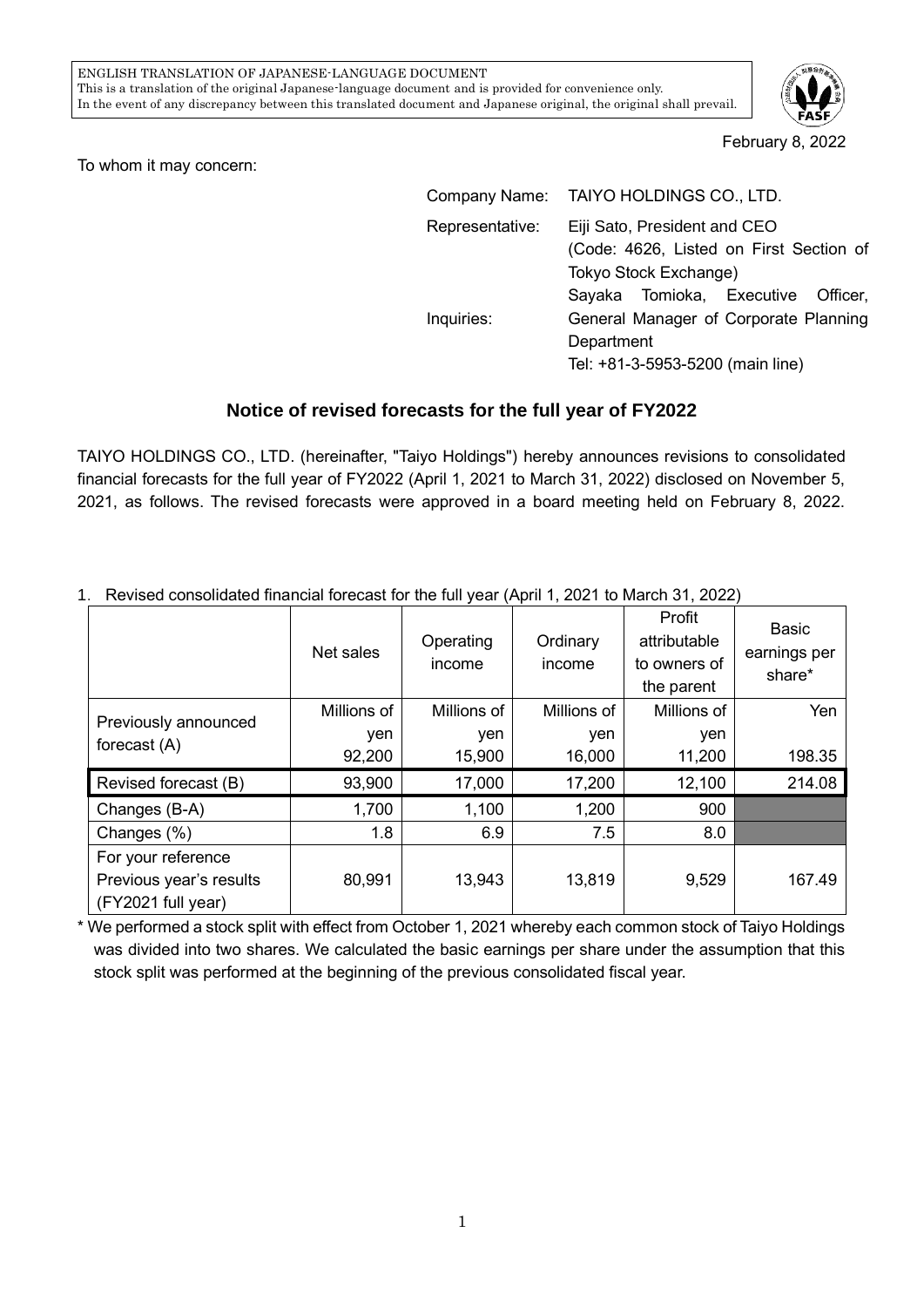ENGLISH TRANSLATION OF JAPANESE-LANGUAGE DOCUMENT
This is a translation of the original Japanese-language document and is provided for convenience only.
In the event of any discrepancy between this translated document and Japanese original, the original shall prevail.

February 8, 2022

To whom it may concern:

Company Name: TAIYO HOLDINGS CO., LTD.

Representative: Eiji Sato, President and CEO
(Code: 4626, Listed on First Section of Tokyo Stock Exchange)

Inquiries: Sayaka Tomioka, Executive Officer, General Manager of Corporate Planning Department
Tel: +81-3-5953-5200 (main line)

## Notice of revised forecasts for the full year of FY2022

TAIYO HOLDINGS CO., LTD. (hereinafter, "Taiyo Holdings") hereby announces revisions to consolidated financial forecasts for the full year of FY2022 (April 1, 2021 to March 31, 2022) disclosed on November 5, 2021, as follows. The revised forecasts were approved in a board meeting held on February 8, 2022.

1. Revised consolidated financial forecast for the full year (April 1, 2021 to March 31, 2022)

| | Net sales | Operating income | Ordinary income | Profit attributable to owners of the parent | Basic earnings per share* |
|---|---|---|---|---|---|
| Previously announced forecast (A) | Millions of yen<br>92,200 | Millions of yen<br>15,900 | Millions of yen<br>16,000 | Millions of yen<br>11,200 | Yen<br>198.35 |
| Revised forecast (B) | 93,900 | 17,000 | 17,200 | 12,100 | 214.08 |
| Changes (B-A) | 1,700 | 1,100 | 1,200 | 900 | |
| Changes (%) | 1.8 | 6.9 | 7.5 | 8.0 | |
| For your reference Previous year's results (FY2021 full year) | 80,991 | 13,943 | 13,819 | 9,529 | 167.49 |

\* We performed a stock split with effect from October 1, 2021 whereby each common stock of Taiyo Holdings was divided into two shares. We calculated the basic earnings per share under the assumption that this stock split was performed at the beginning of the previous consolidated fiscal year.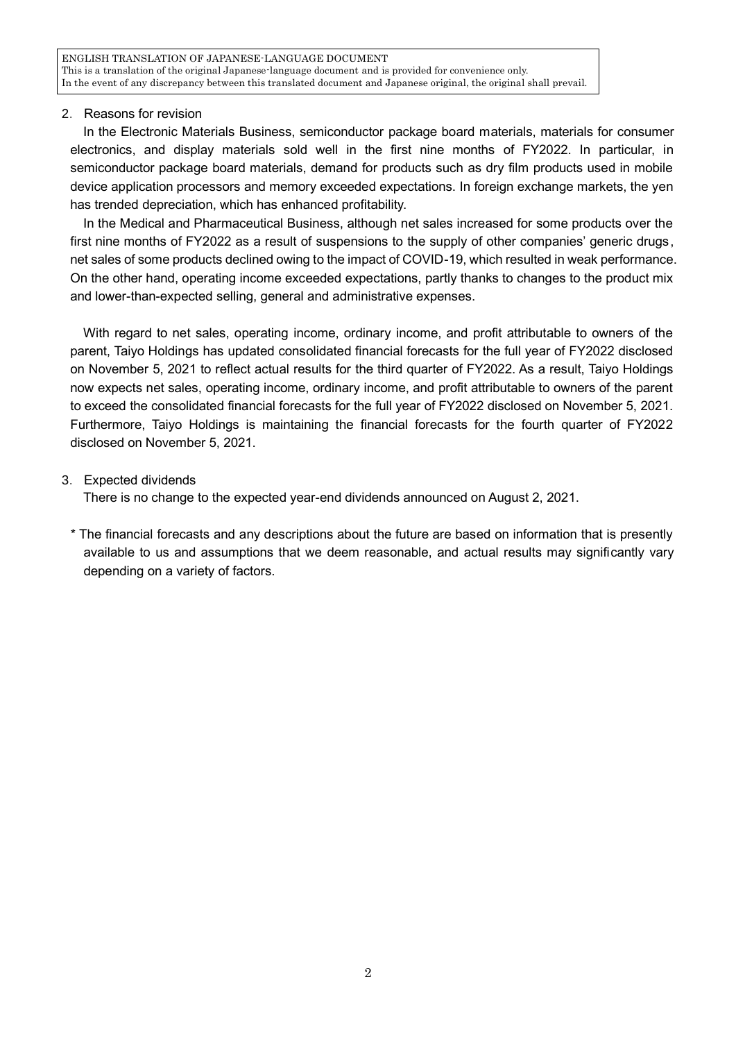ENGLISH TRANSLATION OF JAPANESE-LANGUAGE DOCUMENT
This is a translation of the original Japanese-language document and is provided for convenience only.
In the event of any discrepancy between this translated document and Japanese original, the original shall prevail.

## 2. Reasons for revision

In the Electronic Materials Business, semiconductor package board materials, materials for consumer electronics, and display materials sold well in the first nine months of FY2022. In particular, in semiconductor package board materials, demand for products such as dry film products used in mobile device application processors and memory exceeded expectations. In foreign exchange markets, the yen has trended depreciation, which has enhanced profitability.

In the Medical and Pharmaceutical Business, although net sales increased for some products over the first nine months of FY2022 as a result of suspensions to the supply of other companies' generic drugs, net sales of some products declined owing to the impact of COVID-19, which resulted in weak performance. On the other hand, operating income exceeded expectations, partly thanks to changes to the product mix and lower-than-expected selling, general and administrative expenses.

With regard to net sales, operating income, ordinary income, and profit attributable to owners of the parent, Taiyo Holdings has updated consolidated financial forecasts for the full year of FY2022 disclosed on November 5, 2021 to reflect actual results for the third quarter of FY2022. As a result, Taiyo Holdings now expects net sales, operating income, ordinary income, and profit attributable to owners of the parent to exceed the consolidated financial forecasts for the full year of FY2022 disclosed on November 5, 2021. Furthermore, Taiyo Holdings is maintaining the financial forecasts for the fourth quarter of FY2022 disclosed on November 5, 2021.

## 3. Expected dividends

There is no change to the expected year-end dividends announced on August 2, 2021.

\* The financial forecasts and any descriptions about the future are based on information that is presently available to us and assumptions that we deem reasonable, and actual results may significantly vary depending on a variety of factors.